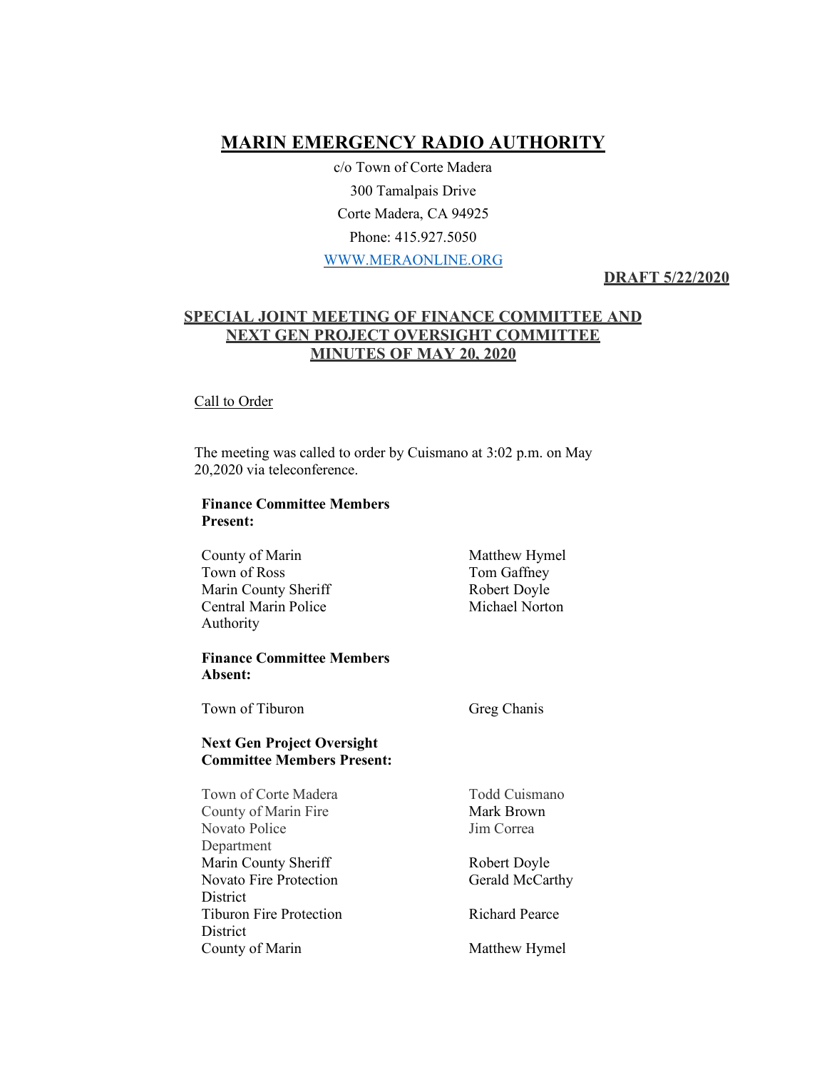# MARIN EMERGENCY RADIO AUTHORITY

c/o Town of Corte Madera
300 Tamalpais Drive
Corte Madera, CA 94925
Phone: 415.927.5050
WWW.MERAONLINE.ORG

**DRAFT 5/22/2020**

## SPECIAL JOINT MEETING OF FINANCE COMMITTEE AND NEXT GEN PROJECT OVERSIGHT COMMITTEE MINUTES OF MAY 20, 2020

Call to Order

The meeting was called to order by Cuismano at 3:02 p.m. on May 20,2020 via teleconference.

**Finance Committee Members Present:**

| | |
|---|---|
| County of Marin | Matthew Hymel |
| Town of Ross | Tom Gaffney |
| Marin County Sheriff | Robert Doyle |
| Central Marin Police Authority | Michael Norton |

**Finance Committee Members Absent:**

| | |
|---|---|
| Town of Tiburon | Greg Chanis |

**Next Gen Project Oversight Committee Members Present:**

| | |
|---|---|
| Town of Corte Madera | Todd Cuismano |
| County of Marin Fire | Mark Brown |
| Novato Police Department | Jim Correa |
| Marin County Sheriff | Robert Doyle |
| Novato Fire Protection District | Gerald McCarthy |
| Tiburon Fire Protection District | Richard Pearce |
| County of Marin | Matthew Hymel |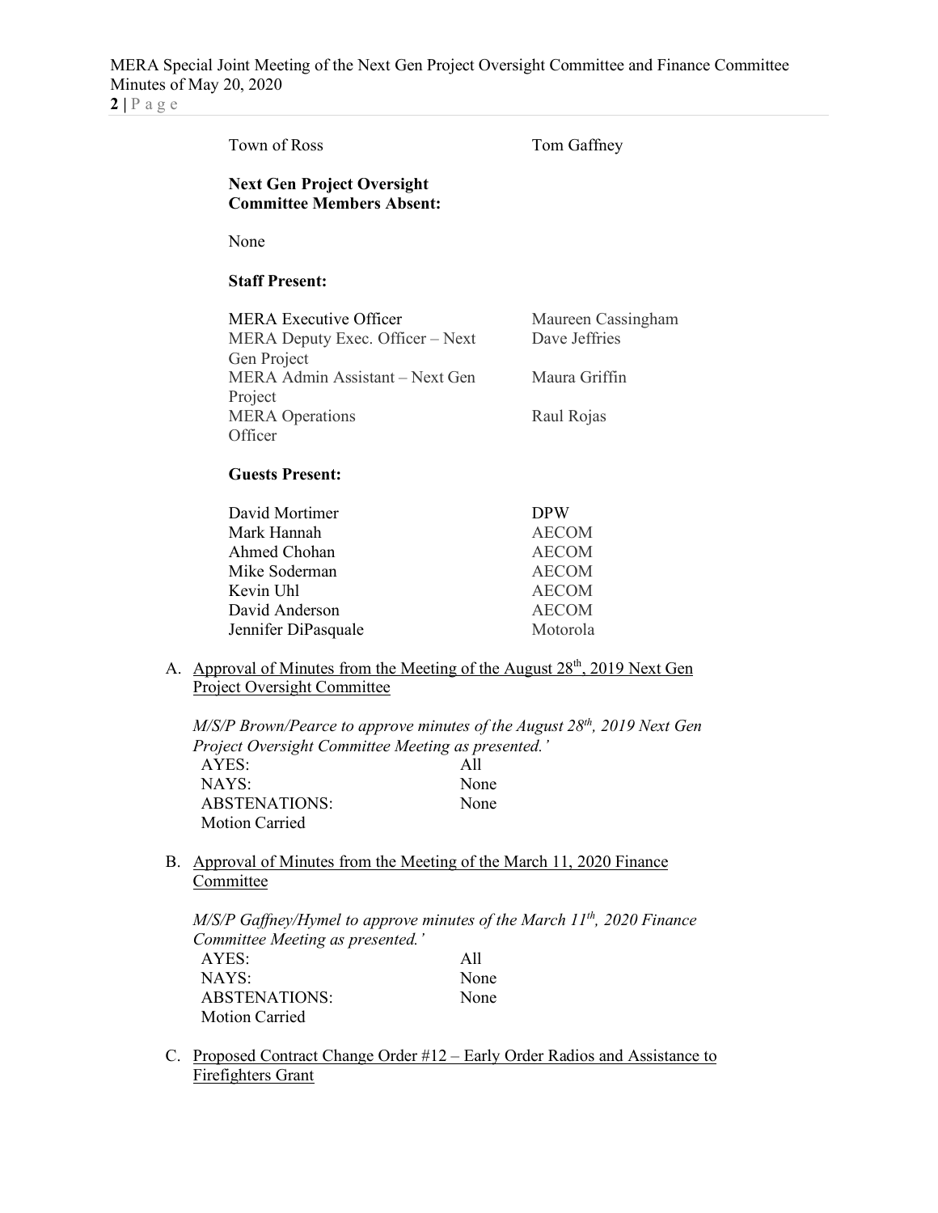| | |
|---|---|
| Town of Ross | Tom Gaffney |

**Next Gen Project Oversight Committee Members Absent:**

None

**Staff Present:**

| | |
|---|---|
| MERA Executive Officer | Maureen Cassingham |
| MERA Deputy Exec. Officer – Next Gen Project | Dave Jeffries |
| MERA Admin Assistant – Next Gen Project | Maura Griffin |
| MERA Operations Officer | Raul Rojas |

**Guests Present:**

| | |
|---|---|
| David Mortimer | DPW |
| Mark Hannah | AECOM |
| Ahmed Chohan | AECOM |
| Mike Soderman | AECOM |
| Kevin Uhl | AECOM |
| David Anderson | AECOM |
| Jennifer DiPasquale | Motorola |

A. Approval of Minutes from the Meeting of the August 28th, 2019 Next Gen Project Oversight Committee

*M/S/P Brown/Pearce to approve minutes of the August 28th, 2019 Next Gen Project Oversight Committee Meeting as presented.'*

| | |
|---|---|
| AYES: | All |
| NAYS: | None |
| ABSTENATIONS: | None |
| Motion Carried | |

B. Approval of Minutes from the Meeting of the March 11, 2020 Finance Committee

*M/S/P Gaffney/Hymel to approve minutes of the March 11th, 2020 Finance Committee Meeting as presented.'*

| | |
|---|---|
| AYES: | All |
| NAYS: | None |
| ABSTENATIONS: | None |
| Motion Carried | |

C. Proposed Contract Change Order #12 – Early Order Radios and Assistance to Firefighters Grant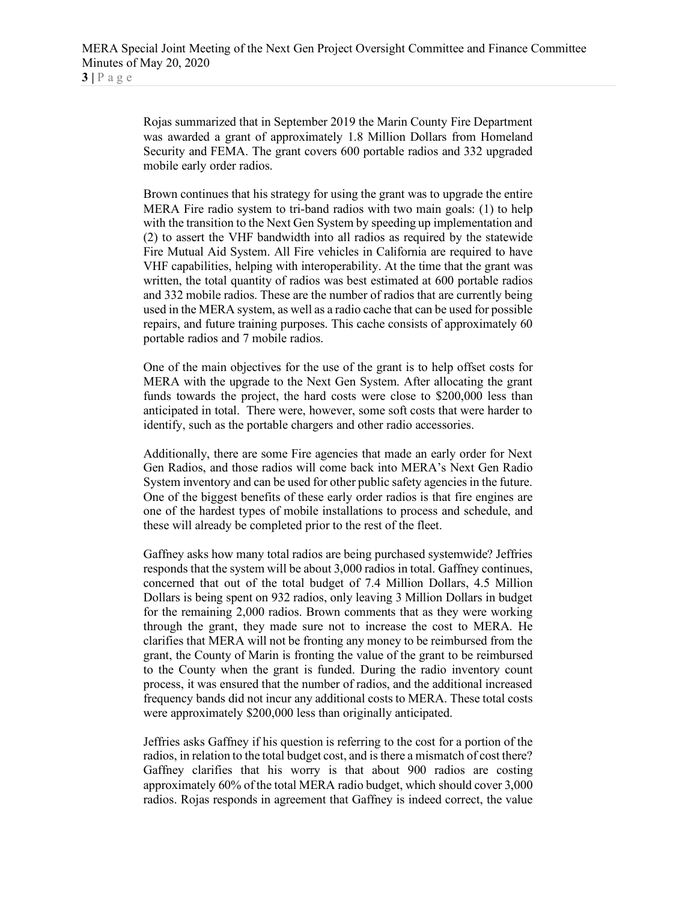Rojas summarized that in September 2019 the Marin County Fire Department was awarded a grant of approximately 1.8 Million Dollars from Homeland Security and FEMA. The grant covers 600 portable radios and 332 upgraded mobile early order radios.

Brown continues that his strategy for using the grant was to upgrade the entire MERA Fire radio system to tri-band radios with two main goals: (1) to help with the transition to the Next Gen System by speeding up implementation and (2) to assert the VHF bandwidth into all radios as required by the statewide Fire Mutual Aid System. All Fire vehicles in California are required to have VHF capabilities, helping with interoperability. At the time that the grant was written, the total quantity of radios was best estimated at 600 portable radios and 332 mobile radios. These are the number of radios that are currently being used in the MERA system, as well as a radio cache that can be used for possible repairs, and future training purposes. This cache consists of approximately 60 portable radios and 7 mobile radios.

One of the main objectives for the use of the grant is to help offset costs for MERA with the upgrade to the Next Gen System. After allocating the grant funds towards the project, the hard costs were close to $200,000 less than anticipated in total. There were, however, some soft costs that were harder to identify, such as the portable chargers and other radio accessories.

Additionally, there are some Fire agencies that made an early order for Next Gen Radios, and those radios will come back into MERA's Next Gen Radio System inventory and can be used for other public safety agencies in the future. One of the biggest benefits of these early order radios is that fire engines are one of the hardest types of mobile installations to process and schedule, and these will already be completed prior to the rest of the fleet.

Gaffney asks how many total radios are being purchased systemwide? Jeffries responds that the system will be about 3,000 radios in total. Gaffney continues, concerned that out of the total budget of 7.4 Million Dollars, 4.5 Million Dollars is being spent on 932 radios, only leaving 3 Million Dollars in budget for the remaining 2,000 radios. Brown comments that as they were working through the grant, they made sure not to increase the cost to MERA. He clarifies that MERA will not be fronting any money to be reimbursed from the grant, the County of Marin is fronting the value of the grant to be reimbursed to the County when the grant is funded. During the radio inventory count process, it was ensured that the number of radios, and the additional increased frequency bands did not incur any additional costs to MERA. These total costs were approximately $200,000 less than originally anticipated.

Jeffries asks Gaffney if his question is referring to the cost for a portion of the radios, in relation to the total budget cost, and is there a mismatch of cost there? Gaffney clarifies that his worry is that about 900 radios are costing approximately 60% of the total MERA radio budget, which should cover 3,000 radios. Rojas responds in agreement that Gaffney is indeed correct, the value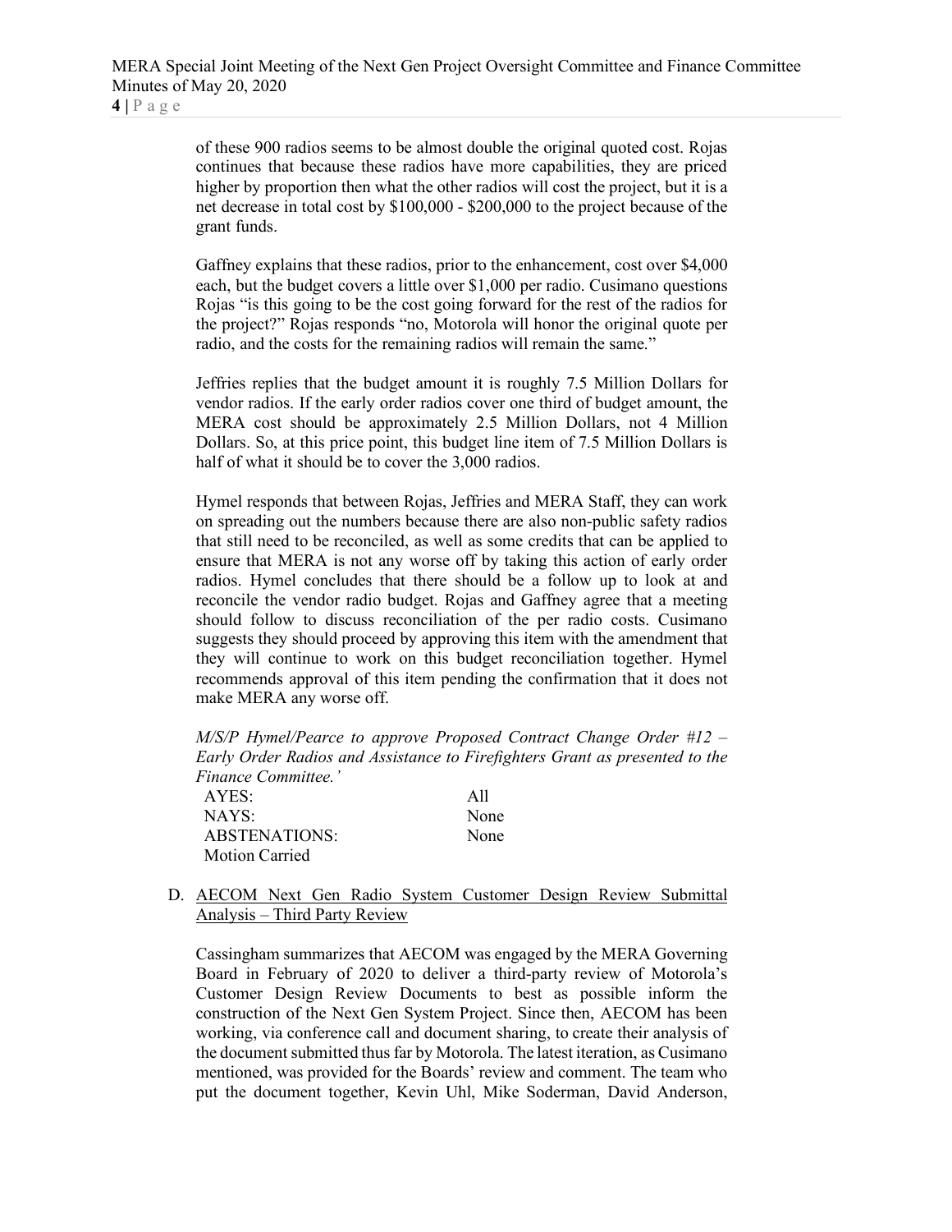of these 900 radios seems to be almost double the original quoted cost. Rojas continues that because these radios have more capabilities, they are priced higher by proportion then what the other radios will cost the project, but it is a net decrease in total cost by $100,000 - $200,000 to the project because of the grant funds.

Gaffney explains that these radios, prior to the enhancement, cost over $4,000 each, but the budget covers a little over $1,000 per radio. Cusimano questions Rojas "is this going to be the cost going forward for the rest of the radios for the project?" Rojas responds "no, Motorola will honor the original quote per radio, and the costs for the remaining radios will remain the same."

Jeffries replies that the budget amount it is roughly 7.5 Million Dollars for vendor radios. If the early order radios cover one third of budget amount, the MERA cost should be approximately 2.5 Million Dollars, not 4 Million Dollars. So, at this price point, this budget line item of 7.5 Million Dollars is half of what it should be to cover the 3,000 radios.

Hymel responds that between Rojas, Jeffries and MERA Staff, they can work on spreading out the numbers because there are also non-public safety radios that still need to be reconciled, as well as some credits that can be applied to ensure that MERA is not any worse off by taking this action of early order radios. Hymel concludes that there should be a follow up to look at and reconcile the vendor radio budget. Rojas and Gaffney agree that a meeting should follow to discuss reconciliation of the per radio costs. Cusimano suggests they should proceed by approving this item with the amendment that they will continue to work on this budget reconciliation together. Hymel recommends approval of this item pending the confirmation that it does not make MERA any worse off.

*M/S/P Hymel/Pearce to approve Proposed Contract Change Order #12 – Early Order Radios and Assistance to Firefighters Grant as presented to the Finance Committee.'*

| | |
|---|---|
| AYES: | All |
| NAYS: | None |
| ABSTENATIONS: | None |
| Motion Carried | |

D. AECOM Next Gen Radio System Customer Design Review Submittal Analysis – Third Party Review

Cassingham summarizes that AECOM was engaged by the MERA Governing Board in February of 2020 to deliver a third-party review of Motorola's Customer Design Review Documents to best as possible inform the construction of the Next Gen System Project. Since then, AECOM has been working, via conference call and document sharing, to create their analysis of the document submitted thus far by Motorola. The latest iteration, as Cusimano mentioned, was provided for the Boards' review and comment. The team who put the document together, Kevin Uhl, Mike Soderman, David Anderson,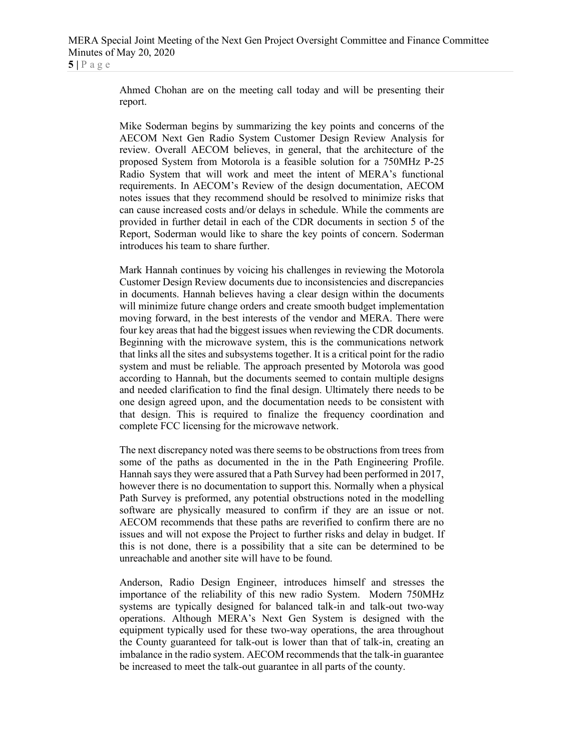Ahmed Chohan are on the meeting call today and will be presenting their report.

Mike Soderman begins by summarizing the key points and concerns of the AECOM Next Gen Radio System Customer Design Review Analysis for review. Overall AECOM believes, in general, that the architecture of the proposed System from Motorola is a feasible solution for a 750MHz P-25 Radio System that will work and meet the intent of MERA's functional requirements. In AECOM's Review of the design documentation, AECOM notes issues that they recommend should be resolved to minimize risks that can cause increased costs and/or delays in schedule. While the comments are provided in further detail in each of the CDR documents in section 5 of the Report, Soderman would like to share the key points of concern. Soderman introduces his team to share further.

Mark Hannah continues by voicing his challenges in reviewing the Motorola Customer Design Review documents due to inconsistencies and discrepancies in documents. Hannah believes having a clear design within the documents will minimize future change orders and create smooth budget implementation moving forward, in the best interests of the vendor and MERA. There were four key areas that had the biggest issues when reviewing the CDR documents. Beginning with the microwave system, this is the communications network that links all the sites and subsystems together. It is a critical point for the radio system and must be reliable. The approach presented by Motorola was good according to Hannah, but the documents seemed to contain multiple designs and needed clarification to find the final design. Ultimately there needs to be one design agreed upon, and the documentation needs to be consistent with that design. This is required to finalize the frequency coordination and complete FCC licensing for the microwave network.

The next discrepancy noted was there seems to be obstructions from trees from some of the paths as documented in the in the Path Engineering Profile. Hannah says they were assured that a Path Survey had been performed in 2017, however there is no documentation to support this. Normally when a physical Path Survey is preformed, any potential obstructions noted in the modelling software are physically measured to confirm if they are an issue or not. AECOM recommends that these paths are reverified to confirm there are no issues and will not expose the Project to further risks and delay in budget. If this is not done, there is a possibility that a site can be determined to be unreachable and another site will have to be found.

Anderson, Radio Design Engineer, introduces himself and stresses the importance of the reliability of this new radio System. Modern 750MHz systems are typically designed for balanced talk-in and talk-out two-way operations. Although MERA's Next Gen System is designed with the equipment typically used for these two-way operations, the area throughout the County guaranteed for talk-out is lower than that of talk-in, creating an imbalance in the radio system. AECOM recommends that the talk-in guarantee be increased to meet the talk-out guarantee in all parts of the county.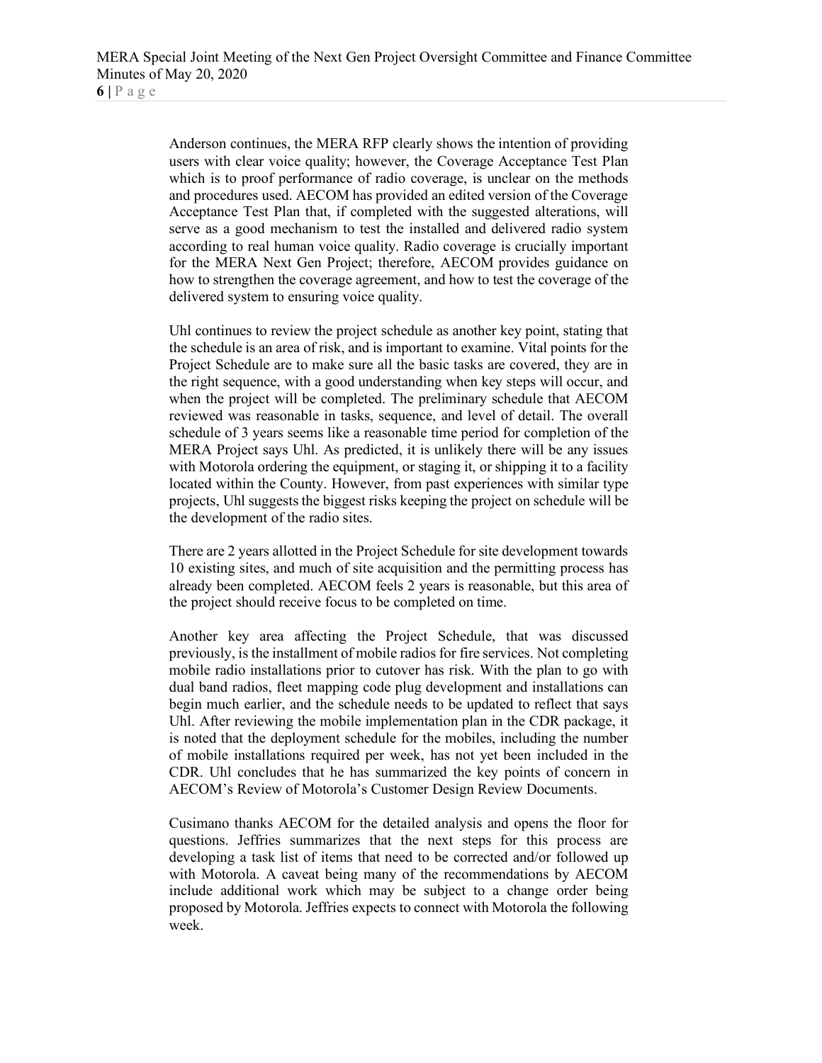Anderson continues, the MERA RFP clearly shows the intention of providing users with clear voice quality; however, the Coverage Acceptance Test Plan which is to proof performance of radio coverage, is unclear on the methods and procedures used. AECOM has provided an edited version of the Coverage Acceptance Test Plan that, if completed with the suggested alterations, will serve as a good mechanism to test the installed and delivered radio system according to real human voice quality. Radio coverage is crucially important for the MERA Next Gen Project; therefore, AECOM provides guidance on how to strengthen the coverage agreement, and how to test the coverage of the delivered system to ensuring voice quality.

Uhl continues to review the project schedule as another key point, stating that the schedule is an area of risk, and is important to examine. Vital points for the Project Schedule are to make sure all the basic tasks are covered, they are in the right sequence, with a good understanding when key steps will occur, and when the project will be completed. The preliminary schedule that AECOM reviewed was reasonable in tasks, sequence, and level of detail. The overall schedule of 3 years seems like a reasonable time period for completion of the MERA Project says Uhl. As predicted, it is unlikely there will be any issues with Motorola ordering the equipment, or staging it, or shipping it to a facility located within the County. However, from past experiences with similar type projects, Uhl suggests the biggest risks keeping the project on schedule will be the development of the radio sites.

There are 2 years allotted in the Project Schedule for site development towards 10 existing sites, and much of site acquisition and the permitting process has already been completed. AECOM feels 2 years is reasonable, but this area of the project should receive focus to be completed on time.

Another key area affecting the Project Schedule, that was discussed previously, is the installment of mobile radios for fire services. Not completing mobile radio installations prior to cutover has risk. With the plan to go with dual band radios, fleet mapping code plug development and installations can begin much earlier, and the schedule needs to be updated to reflect that says Uhl. After reviewing the mobile implementation plan in the CDR package, it is noted that the deployment schedule for the mobiles, including the number of mobile installations required per week, has not yet been included in the CDR. Uhl concludes that he has summarized the key points of concern in AECOM's Review of Motorola's Customer Design Review Documents.

Cusimano thanks AECOM for the detailed analysis and opens the floor for questions. Jeffries summarizes that the next steps for this process are developing a task list of items that need to be corrected and/or followed up with Motorola. A caveat being many of the recommendations by AECOM include additional work which may be subject to a change order being proposed by Motorola. Jeffries expects to connect with Motorola the following week.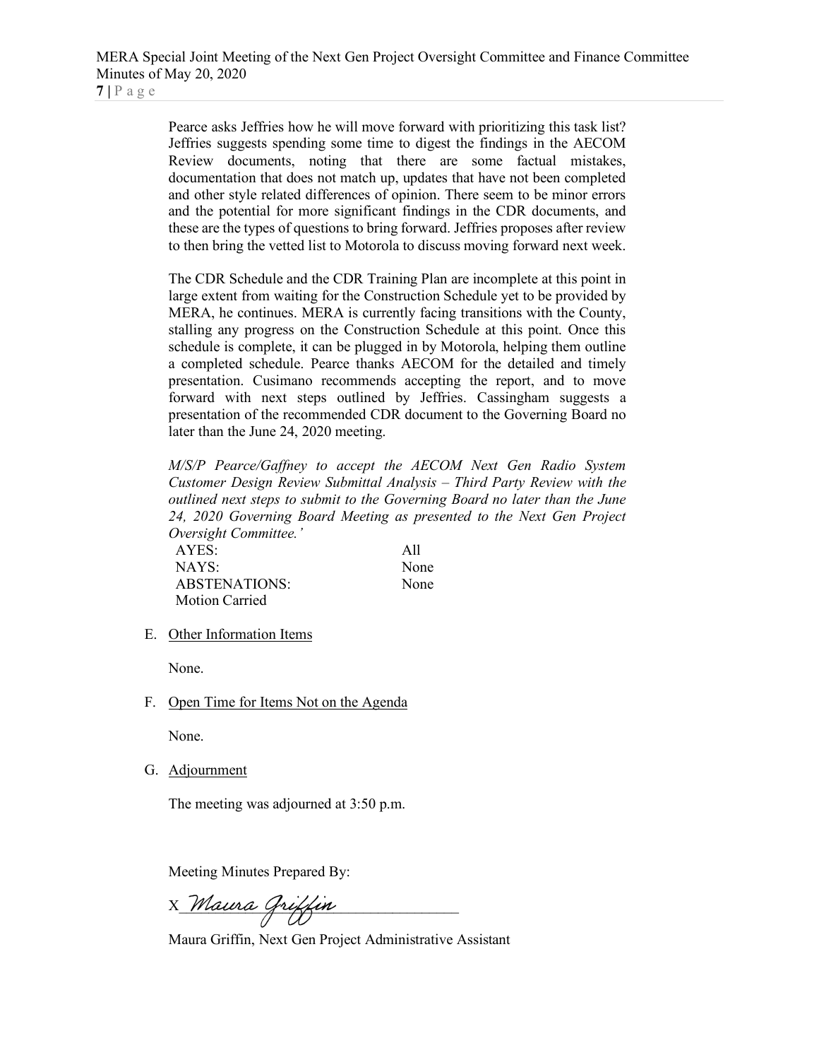Pearce asks Jeffries how he will move forward with prioritizing this task list? Jeffries suggests spending some time to digest the findings in the AECOM Review documents, noting that there are some factual mistakes, documentation that does not match up, updates that have not been completed and other style related differences of opinion. There seem to be minor errors and the potential for more significant findings in the CDR documents, and these are the types of questions to bring forward. Jeffries proposes after review to then bring the vetted list to Motorola to discuss moving forward next week.

The CDR Schedule and the CDR Training Plan are incomplete at this point in large extent from waiting for the Construction Schedule yet to be provided by MERA, he continues. MERA is currently facing transitions with the County, stalling any progress on the Construction Schedule at this point. Once this schedule is complete, it can be plugged in by Motorola, helping them outline a completed schedule. Pearce thanks AECOM for the detailed and timely presentation. Cusimano recommends accepting the report, and to move forward with next steps outlined by Jeffries. Cassingham suggests a presentation of the recommended CDR document to the Governing Board no later than the June 24, 2020 meeting.

*M/S/P Pearce/Gaffney to accept the AECOM Next Gen Radio System Customer Design Review Submittal Analysis – Third Party Review with the outlined next steps to submit to the Governing Board no later than the June 24, 2020 Governing Board Meeting as presented to the Next Gen Project Oversight Committee.'*

| | |
|---|---|
| AYES: | All |
| NAYS: | None |
| ABSTENATIONS: | None |

Motion Carried

E. Other Information Items

None.

F. Open Time for Items Not on the Agenda

None.

G. Adjournment

The meeting was adjourned at 3:50 p.m.

Meeting Minutes Prepared By:

X *Maura Griffin*

Maura Griffin, Next Gen Project Administrative Assistant